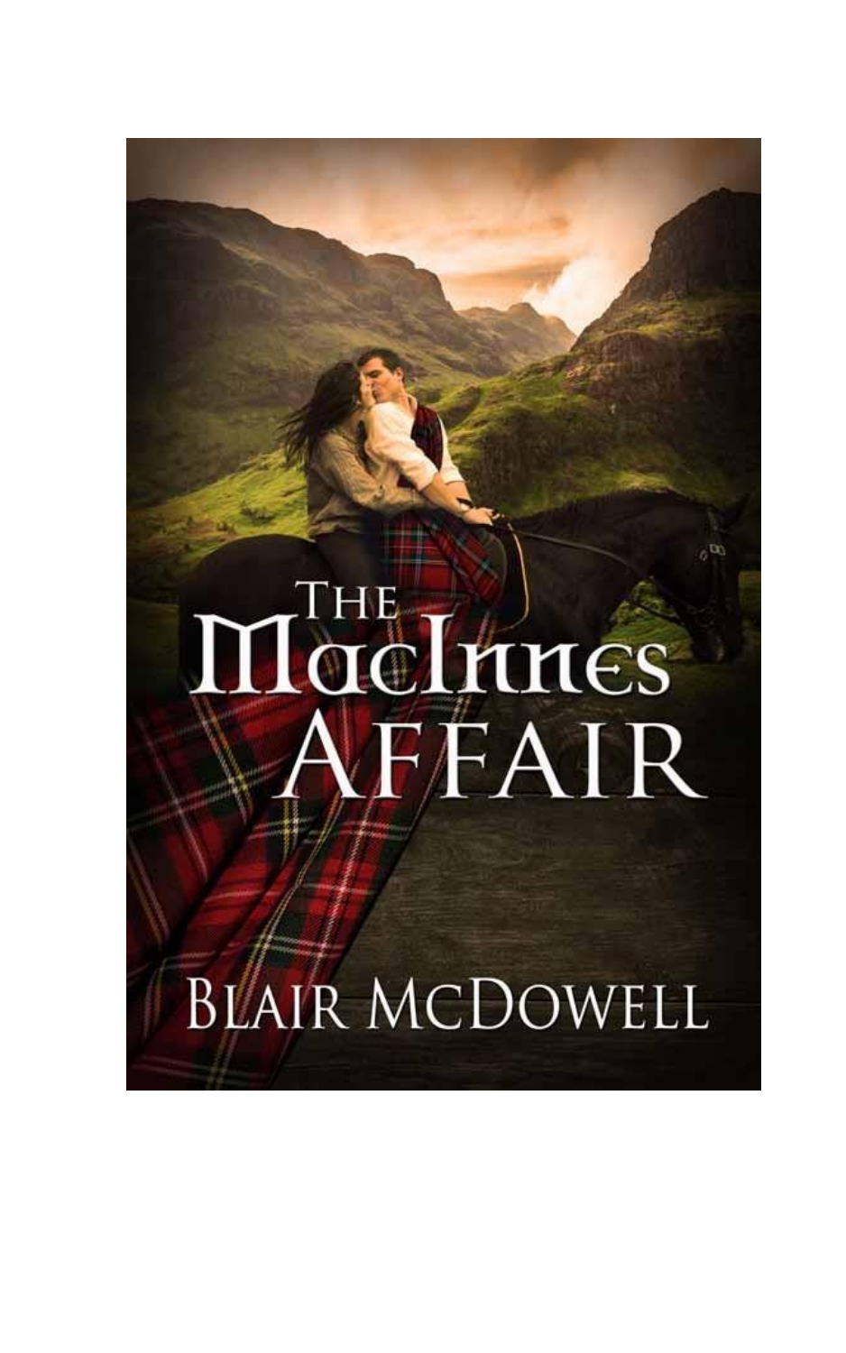# The MacInnes Affair

Blair McDowell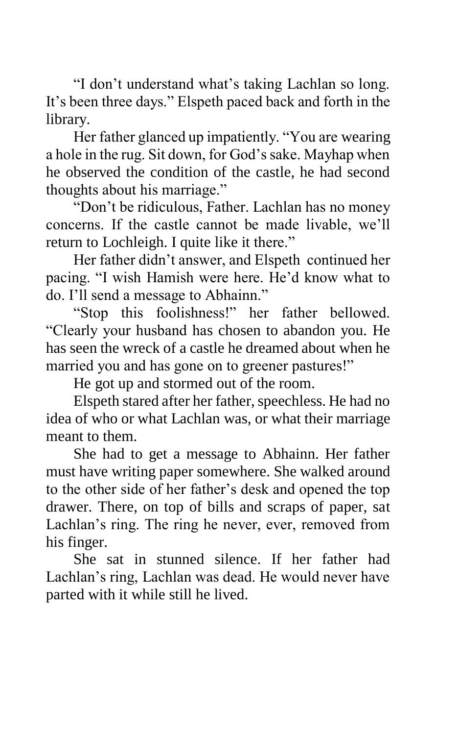"I don't understand what's taking Lachlan so long. It's been three days." Elspeth paced back and forth in the library.

Her father glanced up impatiently. "You are wearing a hole in the rug. Sit down, for God's sake. Mayhap when he observed the condition of the castle, he had second thoughts about his marriage."

"Don't be ridiculous, Father. Lachlan has no money concerns. If the castle cannot be made livable, we'll return to Lochleigh. I quite like it there."

Her father didn't answer, and Elspeth continued her pacing. "I wish Hamish were here. He'd know what to do. I'll send a message to Abhainn."

"Stop this foolishness!" her father bellowed. "Clearly your husband has chosen to abandon you. He has seen the wreck of a castle he dreamed about when he married you and has gone on to greener pastures!"

He got up and stormed out of the room.

Elspeth stared after her father, speechless. He had no idea of who or what Lachlan was, or what their marriage meant to them.

She had to get a message to Abhainn. Her father must have writing paper somewhere. She walked around to the other side of her father's desk and opened the top drawer. There, on top of bills and scraps of paper, sat Lachlan's ring. The ring he never, ever, removed from his finger.

She sat in stunned silence. If her father had Lachlan's ring, Lachlan was dead. He would never have parted with it while still he lived.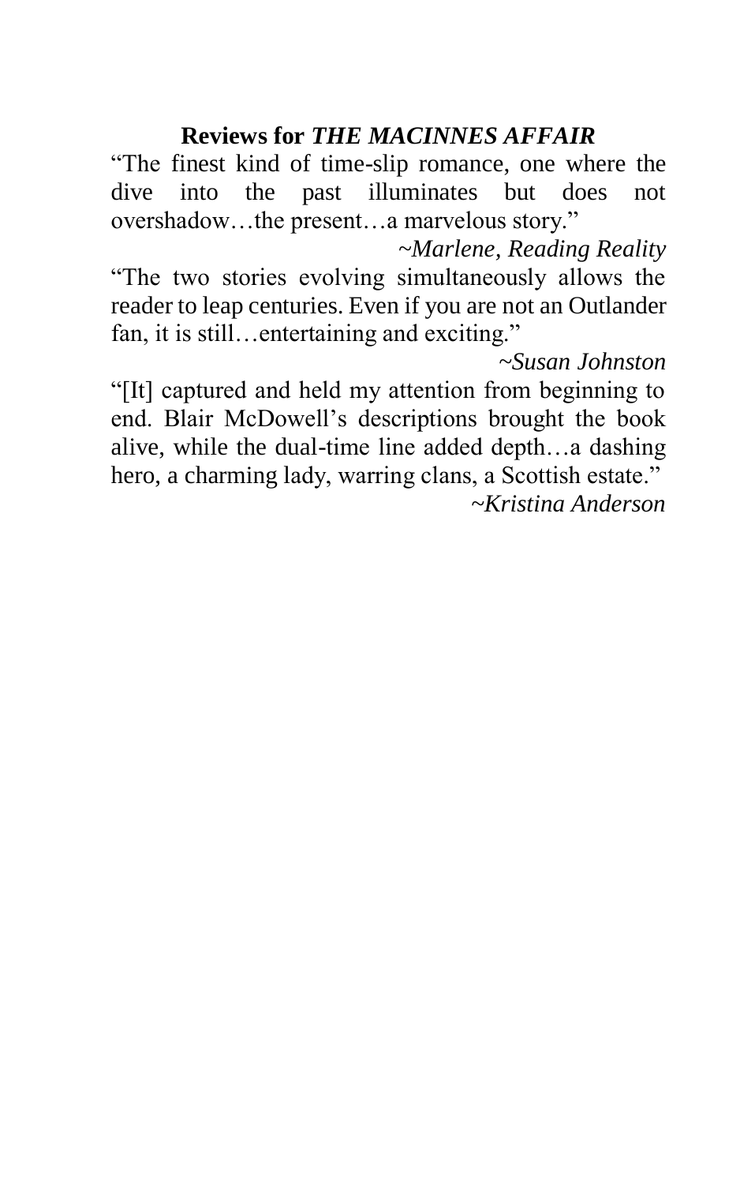**Reviews for *THE MACINNES AFFAIR***

"The finest kind of time-slip romance, one where the dive into the past illuminates but does not overshadow…the present…a marvelous story."

*~Marlene, Reading Reality*

"The two stories evolving simultaneously allows the reader to leap centuries. Even if you are not an Outlander fan, it is still…entertaining and exciting."

*~Susan Johnston*

"[It] captured and held my attention from beginning to end. Blair McDowell's descriptions brought the book alive, while the dual-time line added depth…a dashing hero, a charming lady, warring clans, a Scottish estate."

*~Kristina Anderson*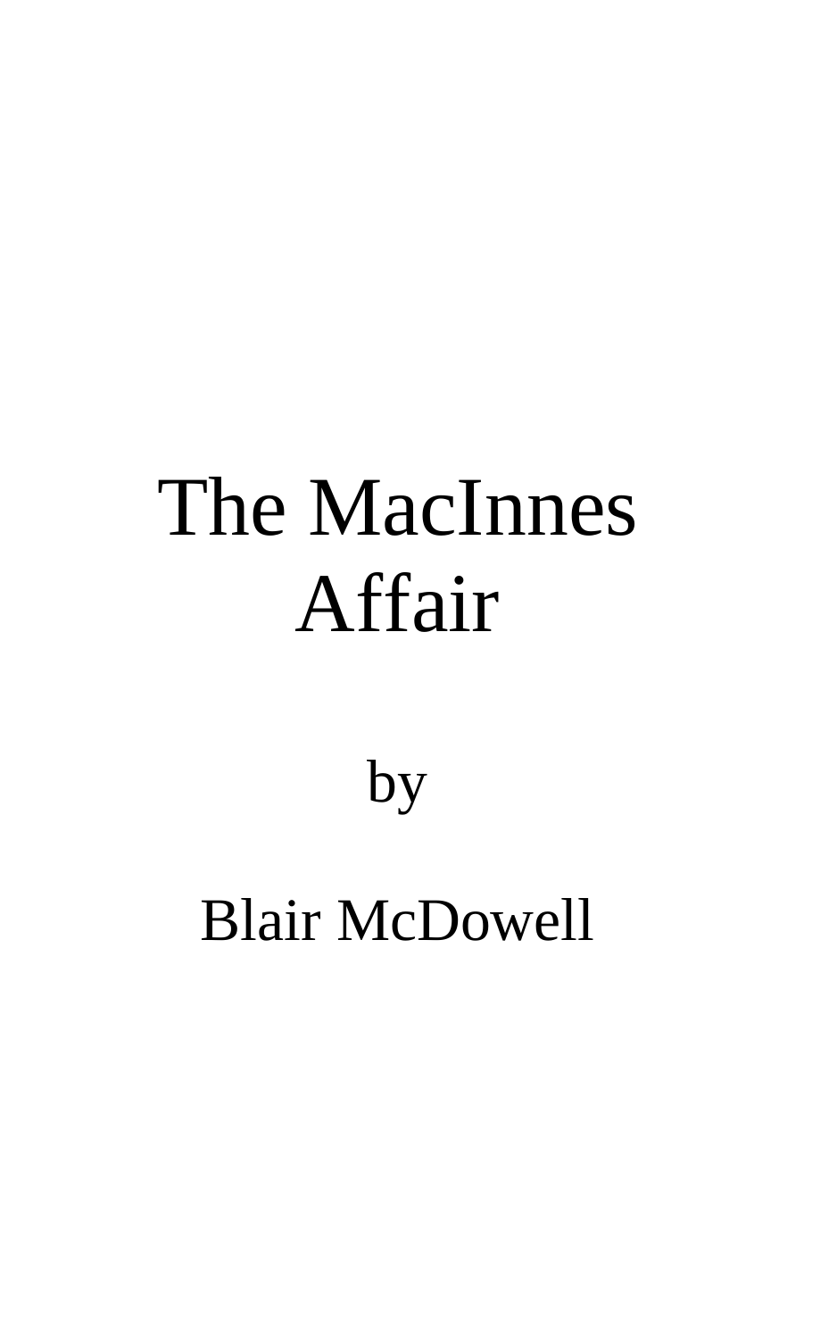# The MacInnes Affair

by

Blair McDowell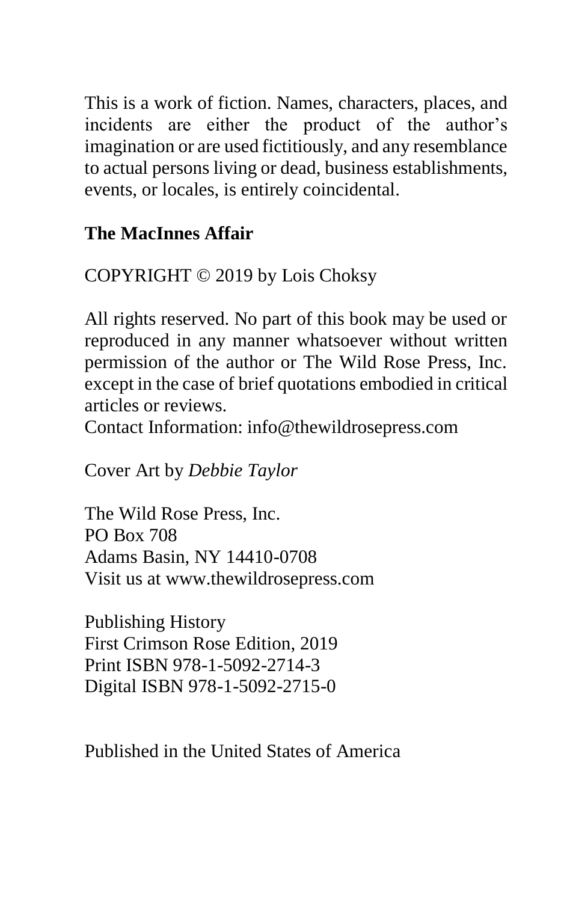This is a work of fiction. Names, characters, places, and incidents are either the product of the author's imagination or are used fictitiously, and any resemblance to actual persons living or dead, business establishments, events, or locales, is entirely coincidental.

**The MacInnes Affair**

COPYRIGHT © 2019 by Lois Choksy

All rights reserved. No part of this book may be used or reproduced in any manner whatsoever without written permission of the author or The Wild Rose Press, Inc. except in the case of brief quotations embodied in critical articles or reviews.
Contact Information: info@thewildrosepress.com

Cover Art by *Debbie Taylor*

The Wild Rose Press, Inc.
PO Box 708
Adams Basin, NY 14410-0708
Visit us at www.thewildrosepress.com

Publishing History
First Crimson Rose Edition, 2019
Print ISBN 978-1-5092-2714-3
Digital ISBN 978-1-5092-2715-0

Published in the United States of America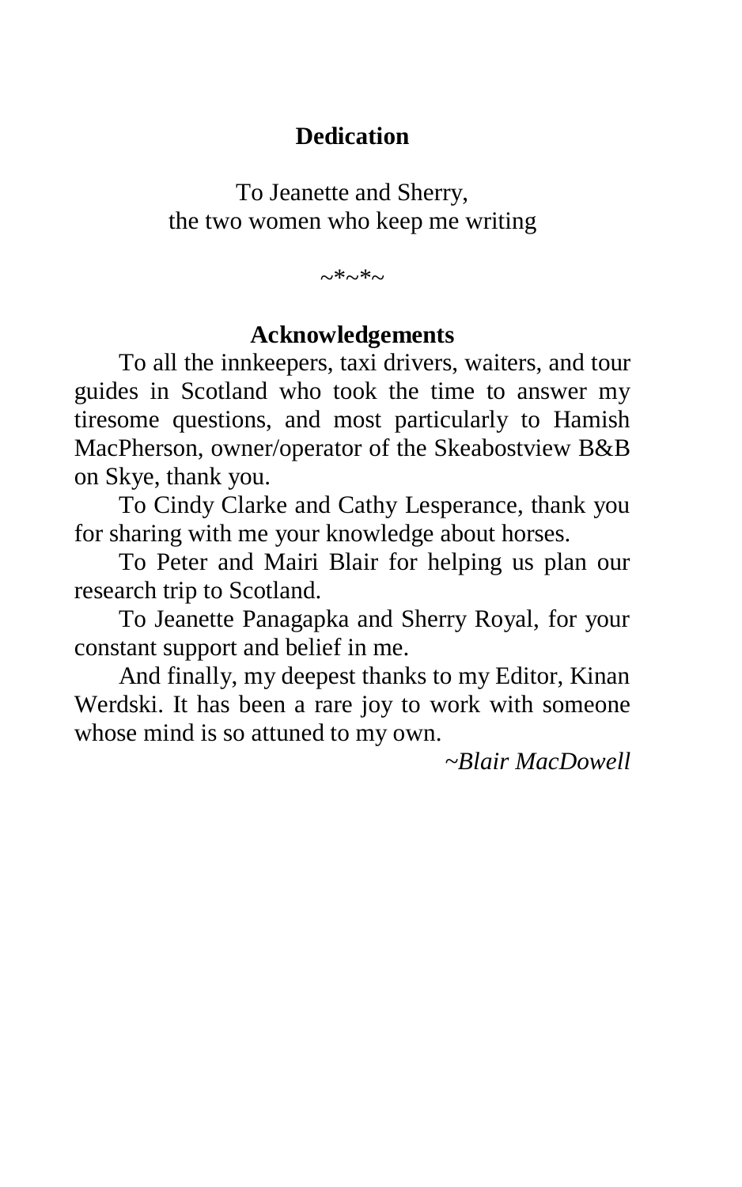# Dedication

To Jeanette and Sherry,
the two women who keep me writing

~*~*~

# Acknowledgements

To all the innkeepers, taxi drivers, waiters, and tour guides in Scotland who took the time to answer my tiresome questions, and most particularly to Hamish MacPherson, owner/operator of the Skeabostview B&B on Skye, thank you.

To Cindy Clarke and Cathy Lesperance, thank you for sharing with me your knowledge about horses.

To Peter and Mairi Blair for helping us plan our research trip to Scotland.

To Jeanette Panagapka and Sherry Royal, for your constant support and belief in me.

And finally, my deepest thanks to my Editor, Kinan Werdski. It has been a rare joy to work with someone whose mind is so attuned to my own.

*~Blair MacDowell*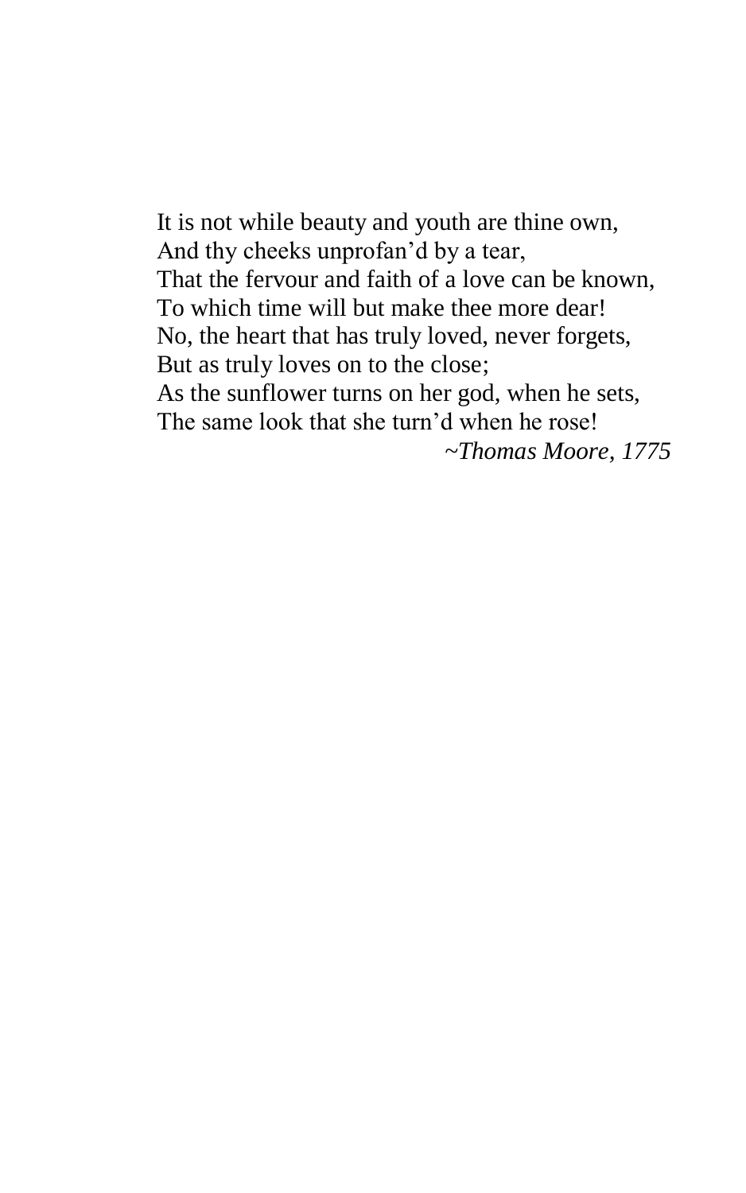It is not while beauty and youth are thine own,  
And thy cheeks unprofan'd by a tear,  
That the fervour and faith of a love can be known,  
To which time will but make thee more dear!  
No, the heart that has truly loved, never forgets,  
But as truly loves on to the close;  
As the sunflower turns on her god, when he sets,  
The same look that she turn'd when he rose!

*~Thomas Moore, 1775*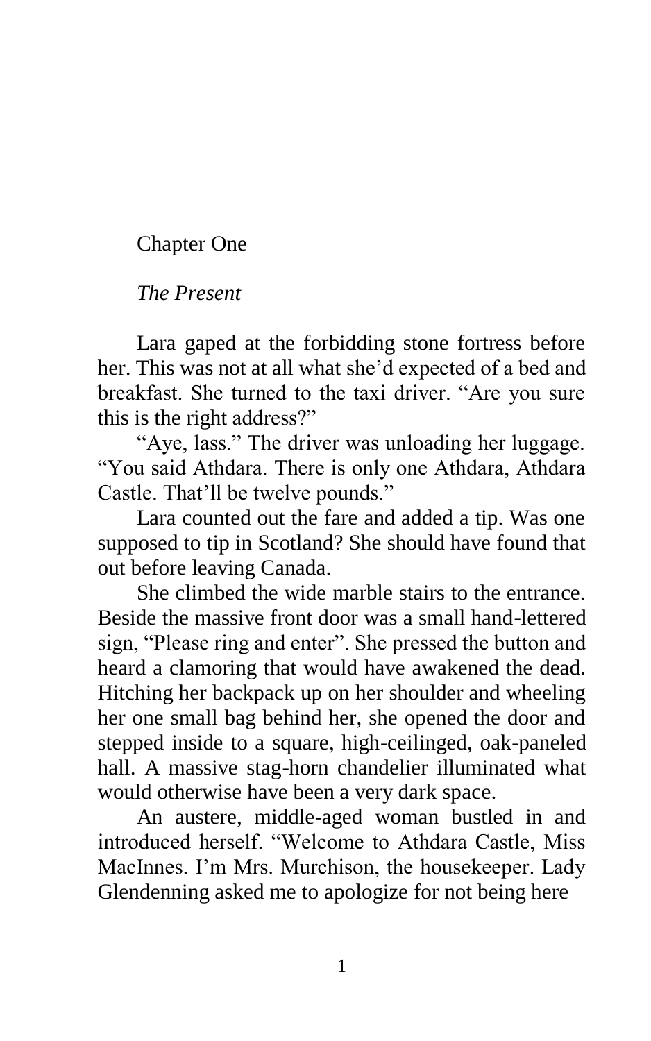# Chapter One

*The Present*

Lara gaped at the forbidding stone fortress before her. This was not at all what she'd expected of a bed and breakfast. She turned to the taxi driver. "Are you sure this is the right address?"

"Aye, lass." The driver was unloading her luggage. "You said Athdara. There is only one Athdara, Athdara Castle. That'll be twelve pounds."

Lara counted out the fare and added a tip. Was one supposed to tip in Scotland? She should have found that out before leaving Canada.

She climbed the wide marble stairs to the entrance. Beside the massive front door was a small hand-lettered sign, "Please ring and enter". She pressed the button and heard a clamoring that would have awakened the dead. Hitching her backpack up on her shoulder and wheeling her one small bag behind her, she opened the door and stepped inside to a square, high-ceilinged, oak-paneled hall. A massive stag-horn chandelier illuminated what would otherwise have been a very dark space.

An austere, middle-aged woman bustled in and introduced herself. "Welcome to Athdara Castle, Miss MacInnes. I'm Mrs. Murchison, the housekeeper. Lady Glendenning asked me to apologize for not being here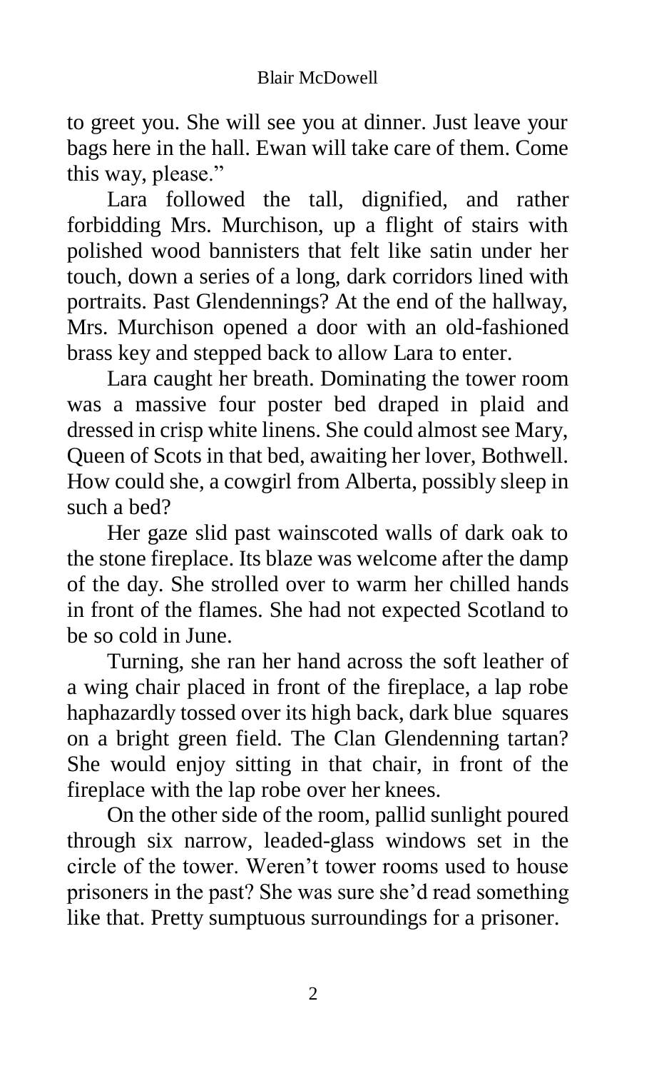to greet you. She will see you at dinner. Just leave your bags here in the hall. Ewan will take care of them. Come this way, please."

Lara followed the tall, dignified, and rather forbidding Mrs. Murchison, up a flight of stairs with polished wood bannisters that felt like satin under her touch, down a series of a long, dark corridors lined with portraits. Past Glendennings? At the end of the hallway, Mrs. Murchison opened a door with an old-fashioned brass key and stepped back to allow Lara to enter.

Lara caught her breath. Dominating the tower room was a massive four poster bed draped in plaid and dressed in crisp white linens. She could almost see Mary, Queen of Scots in that bed, awaiting her lover, Bothwell. How could she, a cowgirl from Alberta, possibly sleep in such a bed?

Her gaze slid past wainscoted walls of dark oak to the stone fireplace. Its blaze was welcome after the damp of the day. She strolled over to warm her chilled hands in front of the flames. She had not expected Scotland to be so cold in June.

Turning, she ran her hand across the soft leather of a wing chair placed in front of the fireplace, a lap robe haphazardly tossed over its high back, dark blue squares on a bright green field. The Clan Glendenning tartan? She would enjoy sitting in that chair, in front of the fireplace with the lap robe over her knees.

On the other side of the room, pallid sunlight poured through six narrow, leaded-glass windows set in the circle of the tower. Weren't tower rooms used to house prisoners in the past? She was sure she'd read something like that. Pretty sumptuous surroundings for a prisoner.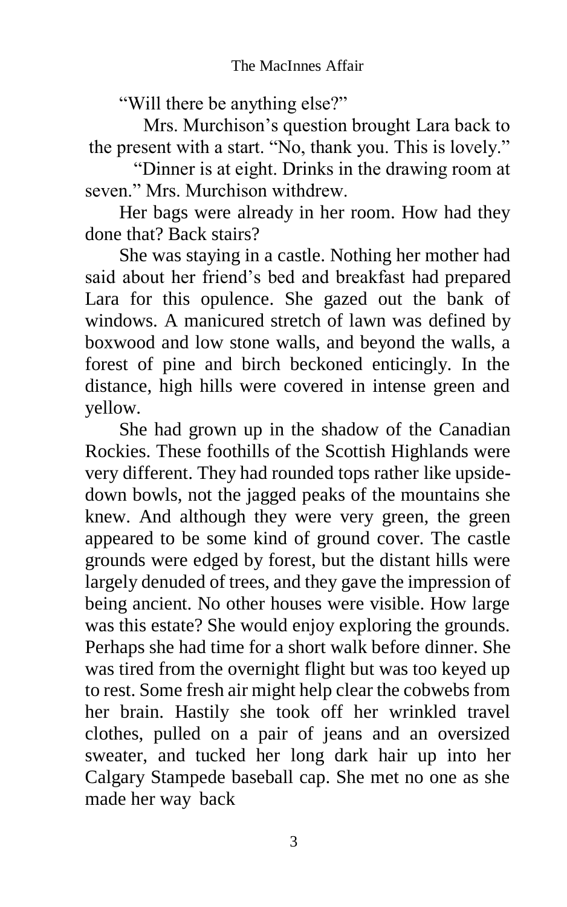"Will there be anything else?"

Mrs. Murchison's question brought Lara back to the present with a start. "No, thank you. This is lovely."

"Dinner is at eight. Drinks in the drawing room at seven." Mrs. Murchison withdrew.

Her bags were already in her room. How had they done that? Back stairs?

She was staying in a castle. Nothing her mother had said about her friend's bed and breakfast had prepared Lara for this opulence. She gazed out the bank of windows. A manicured stretch of lawn was defined by boxwood and low stone walls, and beyond the walls, a forest of pine and birch beckoned enticingly. In the distance, high hills were covered in intense green and yellow.

She had grown up in the shadow of the Canadian Rockies. These foothills of the Scottish Highlands were very different. They had rounded tops rather like upside-down bowls, not the jagged peaks of the mountains she knew. And although they were very green, the green appeared to be some kind of ground cover. The castle grounds were edged by forest, but the distant hills were largely denuded of trees, and they gave the impression of being ancient. No other houses were visible. How large was this estate? She would enjoy exploring the grounds. Perhaps she had time for a short walk before dinner. She was tired from the overnight flight but was too keyed up to rest. Some fresh air might help clear the cobwebs from her brain. Hastily she took off her wrinkled travel clothes, pulled on a pair of jeans and an oversized sweater, and tucked her long dark hair up into her Calgary Stampede baseball cap. She met no one as she made her way back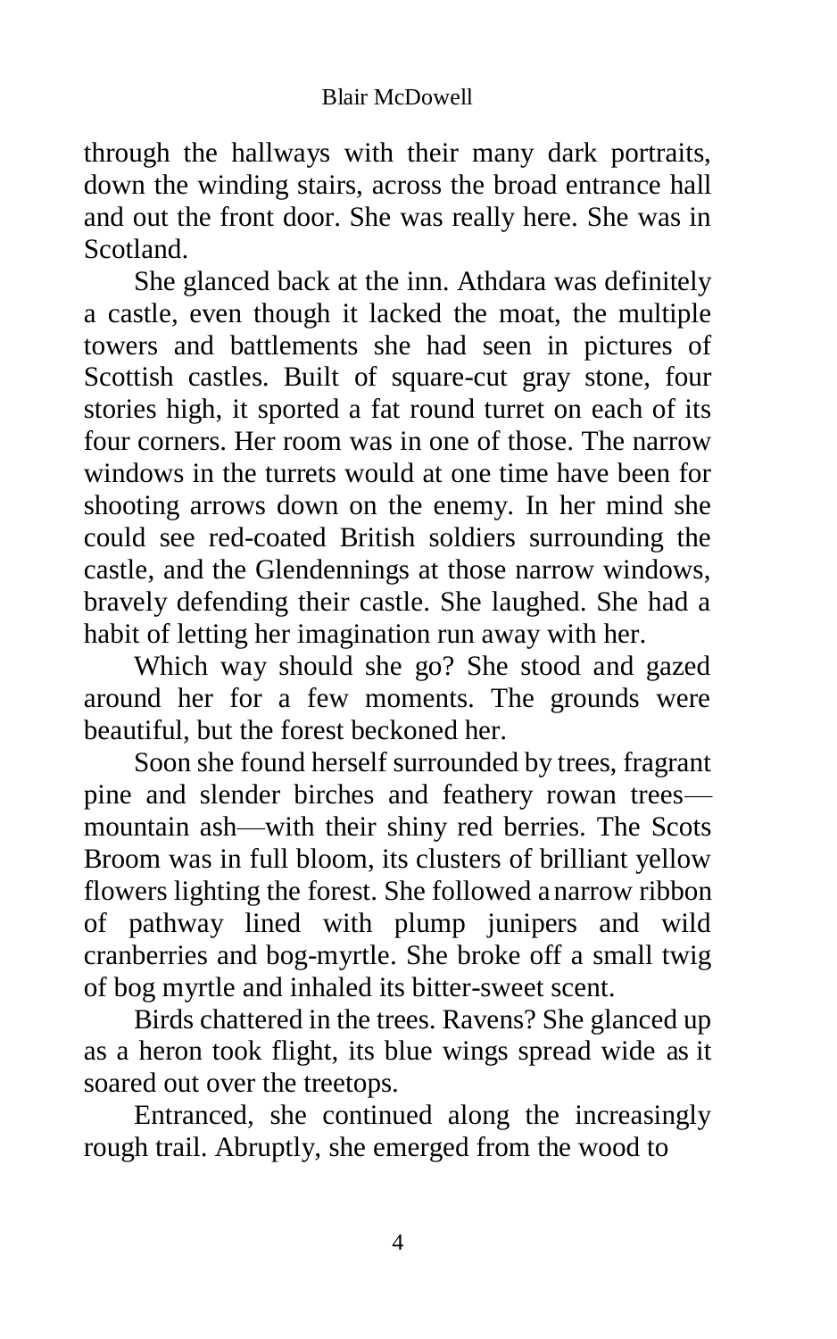through the hallways with their many dark portraits, down the winding stairs, across the broad entrance hall and out the front door. She was really here. She was in Scotland.

She glanced back at the inn. Athdara was definitely a castle, even though it lacked the moat, the multiple towers and battlements she had seen in pictures of Scottish castles. Built of square-cut gray stone, four stories high, it sported a fat round turret on each of its four corners. Her room was in one of those. The narrow windows in the turrets would at one time have been for shooting arrows down on the enemy. In her mind she could see red-coated British soldiers surrounding the castle, and the Glendennings at those narrow windows, bravely defending their castle. She laughed. She had a habit of letting her imagination run away with her.

Which way should she go? She stood and gazed around her for a few moments. The grounds were beautiful, but the forest beckoned her.

Soon she found herself surrounded by trees, fragrant pine and slender birches and feathery rowan trees—mountain ash—with their shiny red berries. The Scots Broom was in full bloom, its clusters of brilliant yellow flowers lighting the forest. She followed a narrow ribbon of pathway lined with plump junipers and wild cranberries and bog-myrtle. She broke off a small twig of bog myrtle and inhaled its bitter-sweet scent.

Birds chattered in the trees. Ravens? She glanced up as a heron took flight, its blue wings spread wide as it soared out over the treetops.

Entranced, she continued along the increasingly rough trail. Abruptly, she emerged from the wood to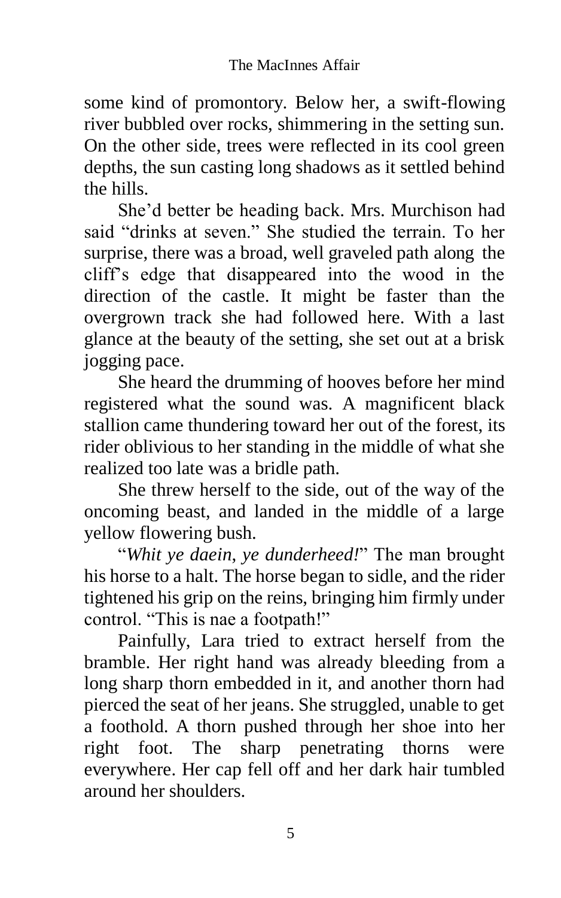some kind of promontory. Below her, a swift-flowing river bubbled over rocks, shimmering in the setting sun. On the other side, trees were reflected in its cool green depths, the sun casting long shadows as it settled behind the hills.

She'd better be heading back. Mrs. Murchison had said "drinks at seven." She studied the terrain. To her surprise, there was a broad, well graveled path along the cliff's edge that disappeared into the wood in the direction of the castle. It might be faster than the overgrown track she had followed here. With a last glance at the beauty of the setting, she set out at a brisk jogging pace.

She heard the drumming of hooves before her mind registered what the sound was. A magnificent black stallion came thundering toward her out of the forest, its rider oblivious to her standing in the middle of what she realized too late was a bridle path.

She threw herself to the side, out of the way of the oncoming beast, and landed in the middle of a large yellow flowering bush.

"*Whit ye daein, ye dunderheed!*" The man brought his horse to a halt. The horse began to sidle, and the rider tightened his grip on the reins, bringing him firmly under control. "This is nae a footpath!"

Painfully, Lara tried to extract herself from the bramble. Her right hand was already bleeding from a long sharp thorn embedded in it, and another thorn had pierced the seat of her jeans. She struggled, unable to get a foothold. A thorn pushed through her shoe into her right foot. The sharp penetrating thorns were everywhere. Her cap fell off and her dark hair tumbled around her shoulders.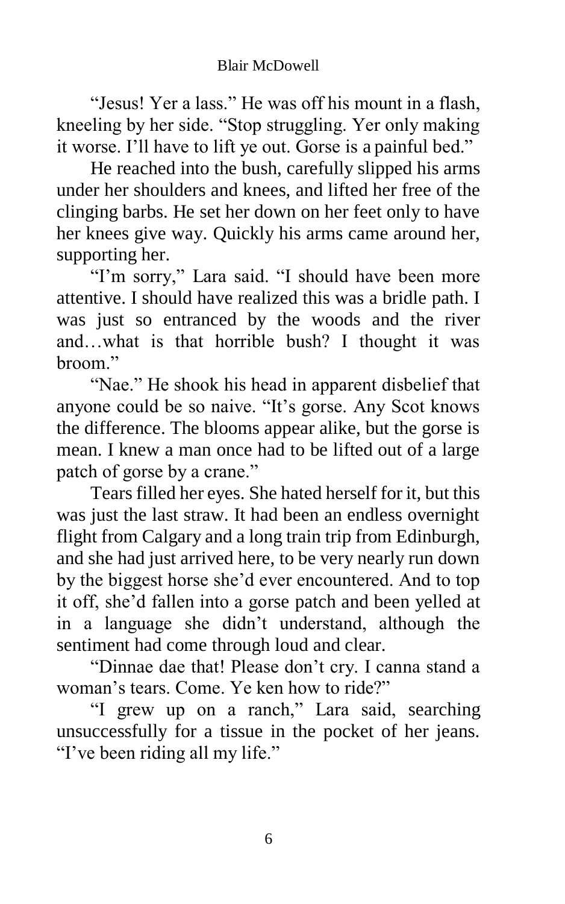"Jesus! Yer a lass." He was off his mount in a flash, kneeling by her side. "Stop struggling. Yer only making it worse. I'll have to lift ye out. Gorse is a painful bed."

He reached into the bush, carefully slipped his arms under her shoulders and knees, and lifted her free of the clinging barbs. He set her down on her feet only to have her knees give way. Quickly his arms came around her, supporting her.

"I'm sorry," Lara said. "I should have been more attentive. I should have realized this was a bridle path. I was just so entranced by the woods and the river and…what is that horrible bush? I thought it was broom."

"Nae." He shook his head in apparent disbelief that anyone could be so naive. "It's gorse. Any Scot knows the difference. The blooms appear alike, but the gorse is mean. I knew a man once had to be lifted out of a large patch of gorse by a crane."

Tears filled her eyes. She hated herself for it, but this was just the last straw. It had been an endless overnight flight from Calgary and a long train trip from Edinburgh, and she had just arrived here, to be very nearly run down by the biggest horse she'd ever encountered. And to top it off, she'd fallen into a gorse patch and been yelled at in a language she didn't understand, although the sentiment had come through loud and clear.

"Dinnae dae that! Please don't cry. I canna stand a woman's tears. Come. Ye ken how to ride?"

"I grew up on a ranch," Lara said, searching unsuccessfully for a tissue in the pocket of her jeans. "I've been riding all my life."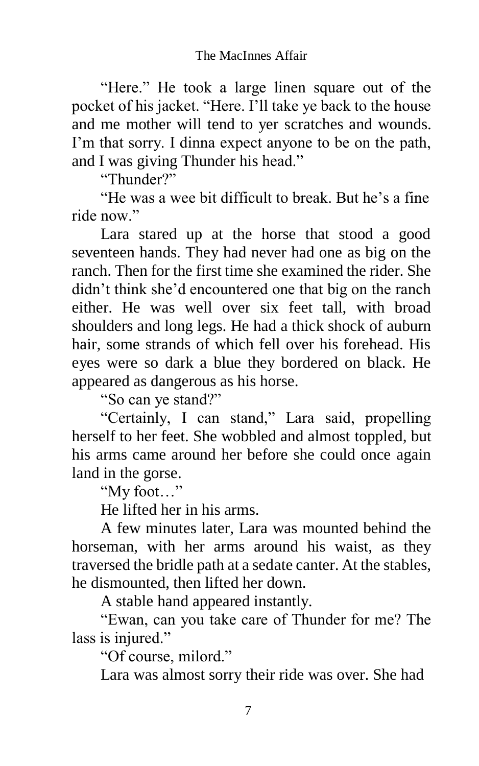"Here." He took a large linen square out of the pocket of his jacket. "Here. I'll take ye back to the house and me mother will tend to yer scratches and wounds. I'm that sorry. I dinna expect anyone to be on the path, and I was giving Thunder his head."

"Thunder?"

"He was a wee bit difficult to break. But he's a fine ride now."

Lara stared up at the horse that stood a good seventeen hands. They had never had one as big on the ranch. Then for the first time she examined the rider. She didn't think she'd encountered one that big on the ranch either. He was well over six feet tall, with broad shoulders and long legs. He had a thick shock of auburn hair, some strands of which fell over his forehead. His eyes were so dark a blue they bordered on black. He appeared as dangerous as his horse.

"So can ye stand?"

"Certainly, I can stand," Lara said, propelling herself to her feet. She wobbled and almost toppled, but his arms came around her before she could once again land in the gorse.

"My foot…"

He lifted her in his arms.

A few minutes later, Lara was mounted behind the horseman, with her arms around his waist, as they traversed the bridle path at a sedate canter. At the stables, he dismounted, then lifted her down.

A stable hand appeared instantly.

"Ewan, can you take care of Thunder for me? The lass is injured."

"Of course, milord."

Lara was almost sorry their ride was over. She had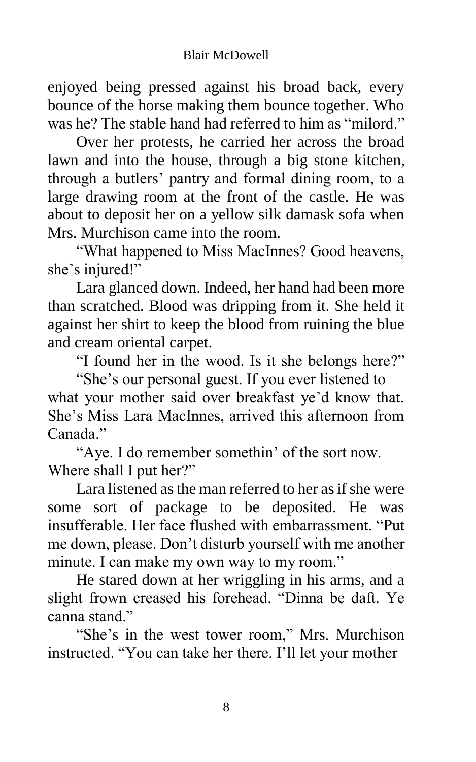enjoyed being pressed against his broad back, every bounce of the horse making them bounce together. Who was he? The stable hand had referred to him as "milord."

Over her protests, he carried her across the broad lawn and into the house, through a big stone kitchen, through a butlers' pantry and formal dining room, to a large drawing room at the front of the castle. He was about to deposit her on a yellow silk damask sofa when Mrs. Murchison came into the room.

"What happened to Miss MacInnes? Good heavens, she's injured!"

Lara glanced down. Indeed, her hand had been more than scratched. Blood was dripping from it. She held it against her shirt to keep the blood from ruining the blue and cream oriental carpet.

"I found her in the wood. Is it she belongs here?"

"She's our personal guest. If you ever listened to what your mother said over breakfast ye'd know that. She's Miss Lara MacInnes, arrived this afternoon from Canada."

"Aye. I do remember somethin' of the sort now. Where shall I put her?"

Lara listened as the man referred to her as if she were some sort of package to be deposited. He was insufferable. Her face flushed with embarrassment. "Put me down, please. Don't disturb yourself with me another minute. I can make my own way to my room."

He stared down at her wriggling in his arms, and a slight frown creased his forehead. "Dinna be daft. Ye canna stand."

"She's in the west tower room," Mrs. Murchison instructed. "You can take her there. I'll let your mother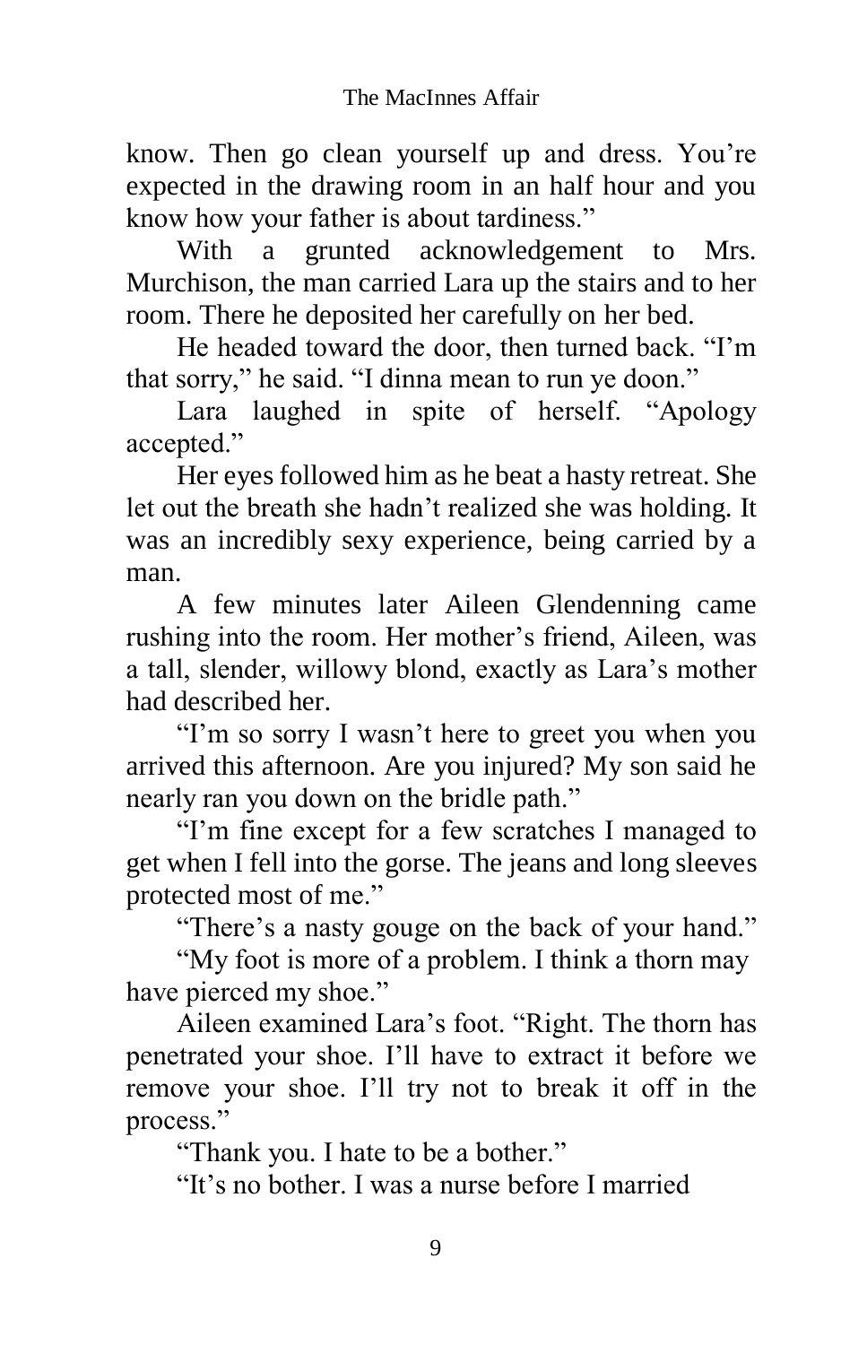know. Then go clean yourself up and dress. You’re expected in the drawing room in an half hour and you know how your father is about tardiness.”

With a grunted acknowledgement to Mrs. Murchison, the man carried Lara up the stairs and to her room. There he deposited her carefully on her bed.

He headed toward the door, then turned back. “I’m that sorry,” he said. “I dinna mean to run ye doon.”

Lara laughed in spite of herself. “Apology accepted.”

Her eyes followed him as he beat a hasty retreat. She let out the breath she hadn’t realized she was holding. It was an incredibly sexy experience, being carried by a man.

A few minutes later Aileen Glendenning came rushing into the room. Her mother’s friend, Aileen, was a tall, slender, willowy blond, exactly as Lara’s mother had described her.

“I’m so sorry I wasn’t here to greet you when you arrived this afternoon. Are you injured? My son said he nearly ran you down on the bridle path.”

“I’m fine except for a few scratches I managed to get when I fell into the gorse. The jeans and long sleeves protected most of me.”

“There’s a nasty gouge on the back of your hand.”

“My foot is more of a problem. I think a thorn may have pierced my shoe.”

Aileen examined Lara’s foot. “Right. The thorn has penetrated your shoe. I’ll have to extract it before we remove your shoe. I’ll try not to break it off in the process.”

“Thank you. I hate to be a bother.”

“It’s no bother. I was a nurse before I married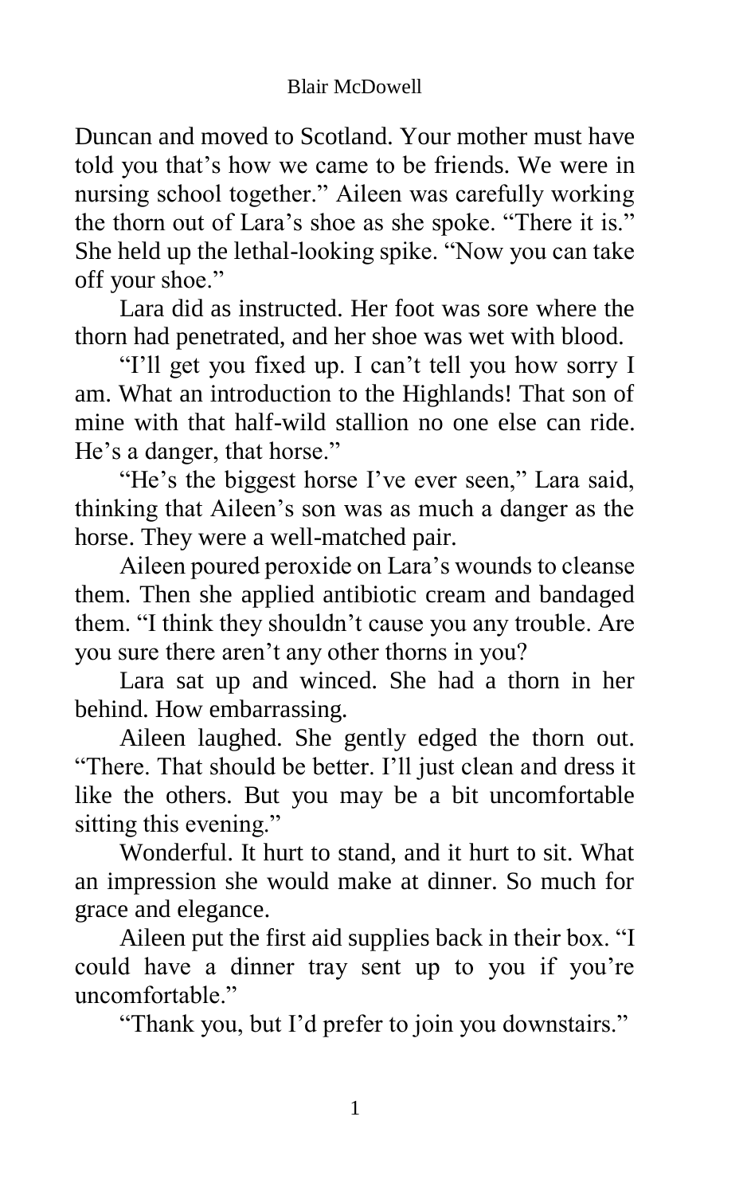Duncan and moved to Scotland. Your mother must have told you that's how we came to be friends. We were in nursing school together." Aileen was carefully working the thorn out of Lara's shoe as she spoke. "There it is." She held up the lethal-looking spike. "Now you can take off your shoe."

Lara did as instructed. Her foot was sore where the thorn had penetrated, and her shoe was wet with blood.

"I'll get you fixed up. I can't tell you how sorry I am. What an introduction to the Highlands! That son of mine with that half-wild stallion no one else can ride. He's a danger, that horse."

"He's the biggest horse I've ever seen," Lara said, thinking that Aileen's son was as much a danger as the horse. They were a well-matched pair.

Aileen poured peroxide on Lara's wounds to cleanse them. Then she applied antibiotic cream and bandaged them. "I think they shouldn't cause you any trouble. Are you sure there aren't any other thorns in you?

Lara sat up and winced. She had a thorn in her behind. How embarrassing.

Aileen laughed. She gently edged the thorn out. "There. That should be better. I'll just clean and dress it like the others. But you may be a bit uncomfortable sitting this evening."

Wonderful. It hurt to stand, and it hurt to sit. What an impression she would make at dinner. So much for grace and elegance.

Aileen put the first aid supplies back in their box. "I could have a dinner tray sent up to you if you're uncomfortable."

"Thank you, but I'd prefer to join you downstairs."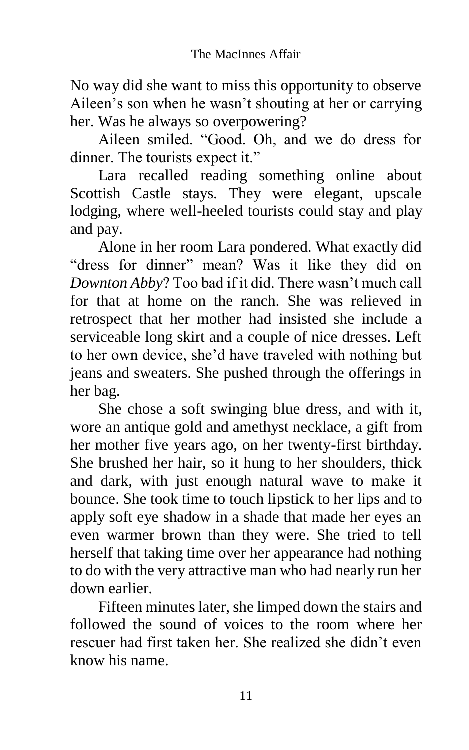No way did she want to miss this opportunity to observe Aileen's son when he wasn't shouting at her or carrying her. Was he always so overpowering?

Aileen smiled. "Good. Oh, and we do dress for dinner. The tourists expect it."

Lara recalled reading something online about Scottish Castle stays. They were elegant, upscale lodging, where well-heeled tourists could stay and play and pay.

Alone in her room Lara pondered. What exactly did "dress for dinner" mean? Was it like they did on *Downton Abby*? Too bad if it did. There wasn't much call for that at home on the ranch. She was relieved in retrospect that her mother had insisted she include a serviceable long skirt and a couple of nice dresses. Left to her own device, she'd have traveled with nothing but jeans and sweaters. She pushed through the offerings in her bag.

She chose a soft swinging blue dress, and with it, wore an antique gold and amethyst necklace, a gift from her mother five years ago, on her twenty-first birthday. She brushed her hair, so it hung to her shoulders, thick and dark, with just enough natural wave to make it bounce. She took time to touch lipstick to her lips and to apply soft eye shadow in a shade that made her eyes an even warmer brown than they were. She tried to tell herself that taking time over her appearance had nothing to do with the very attractive man who had nearly run her down earlier.

Fifteen minutes later, she limped down the stairs and followed the sound of voices to the room where her rescuer had first taken her. She realized she didn't even know his name.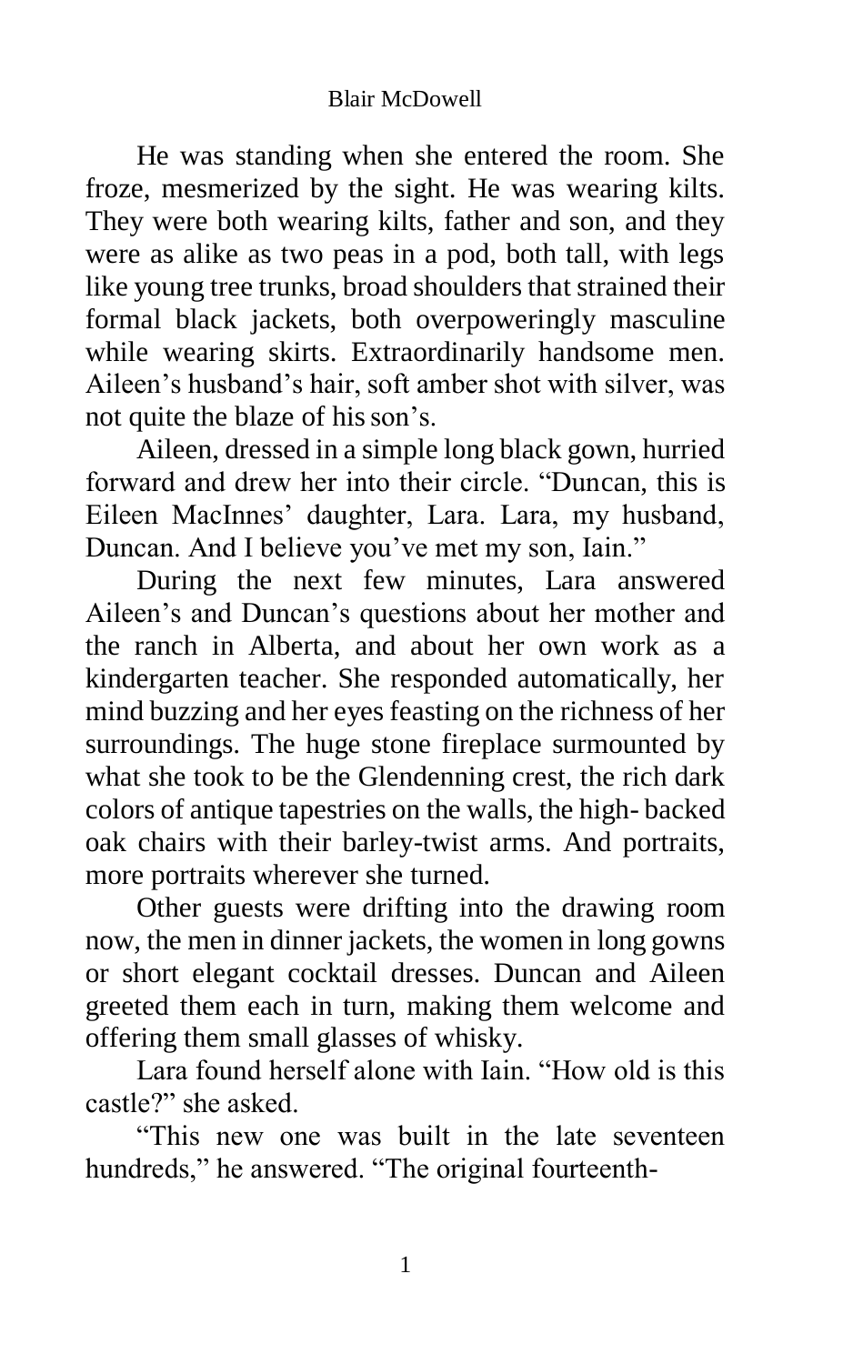He was standing when she entered the room. She froze, mesmerized by the sight. He was wearing kilts. They were both wearing kilts, father and son, and they were as alike as two peas in a pod, both tall, with legs like young tree trunks, broad shoulders that strained their formal black jackets, both overpoweringly masculine while wearing skirts. Extraordinarily handsome men. Aileen's husband's hair, soft amber shot with silver, was not quite the blaze of his son's.

Aileen, dressed in a simple long black gown, hurried forward and drew her into their circle. "Duncan, this is Eileen MacInnes' daughter, Lara. Lara, my husband, Duncan. And I believe you've met my son, Iain."

During the next few minutes, Lara answered Aileen's and Duncan's questions about her mother and the ranch in Alberta, and about her own work as a kindergarten teacher. She responded automatically, her mind buzzing and her eyes feasting on the richness of her surroundings. The huge stone fireplace surmounted by what she took to be the Glendenning crest, the rich dark colors of antique tapestries on the walls, the high- backed oak chairs with their barley-twist arms. And portraits, more portraits wherever she turned.

Other guests were drifting into the drawing room now, the men in dinner jackets, the women in long gowns or short elegant cocktail dresses. Duncan and Aileen greeted them each in turn, making them welcome and offering them small glasses of whisky.

Lara found herself alone with Iain. "How old is this castle?" she asked.

"This new one was built in the late seventeen hundreds," he answered. "The original fourteenth-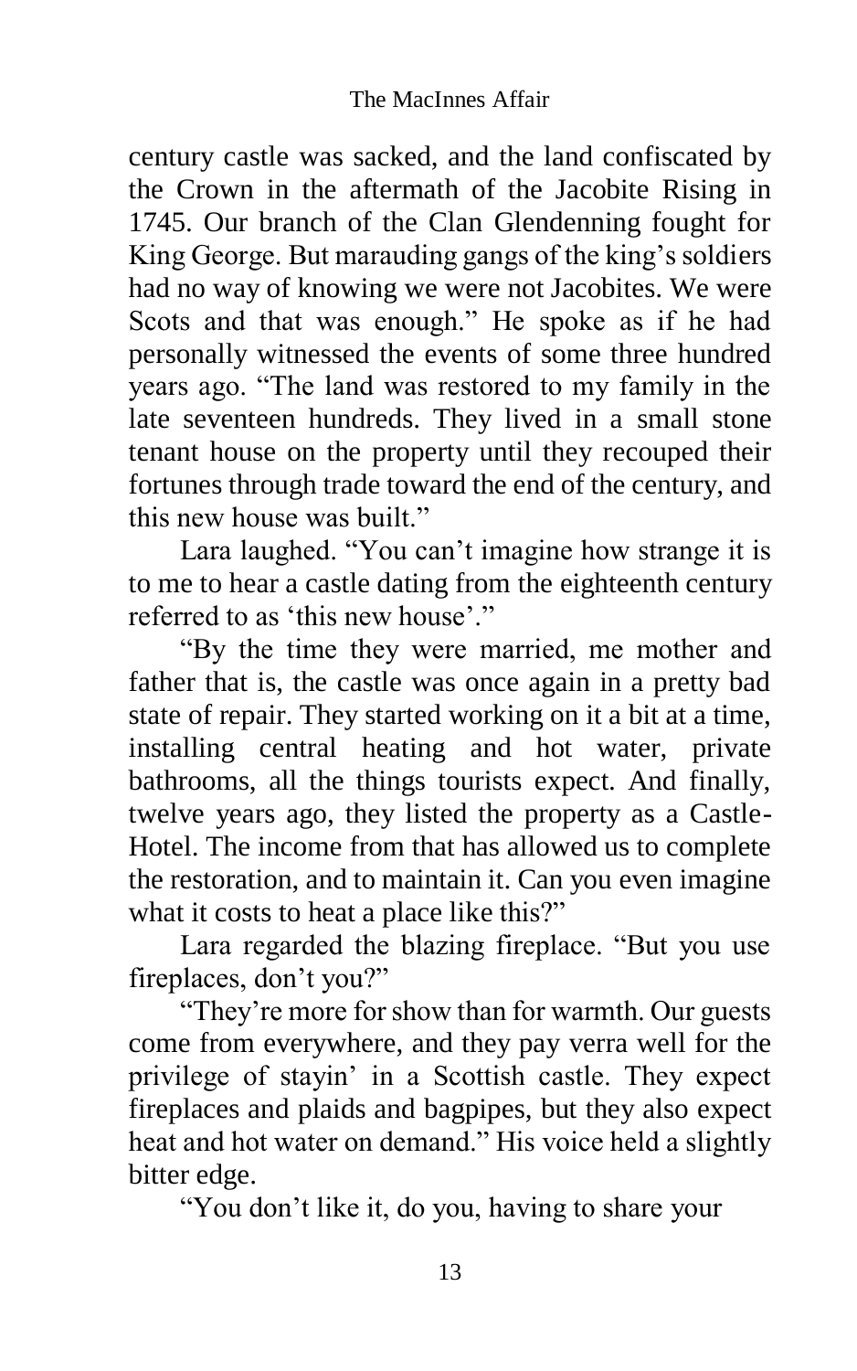century castle was sacked, and the land confiscated by the Crown in the aftermath of the Jacobite Rising in 1745. Our branch of the Clan Glendenning fought for King George. But marauding gangs of the king's soldiers had no way of knowing we were not Jacobites. We were Scots and that was enough." He spoke as if he had personally witnessed the events of some three hundred years ago. "The land was restored to my family in the late seventeen hundreds. They lived in a small stone tenant house on the property until they recouped their fortunes through trade toward the end of the century, and this new house was built."

Lara laughed. "You can't imagine how strange it is to me to hear a castle dating from the eighteenth century referred to as 'this new house'."

"By the time they were married, me mother and father that is, the castle was once again in a pretty bad state of repair. They started working on it a bit at a time, installing central heating and hot water, private bathrooms, all the things tourists expect. And finally, twelve years ago, they listed the property as a Castle-Hotel. The income from that has allowed us to complete the restoration, and to maintain it. Can you even imagine what it costs to heat a place like this?"

Lara regarded the blazing fireplace. "But you use fireplaces, don't you?"

"They're more for show than for warmth. Our guests come from everywhere, and they pay verra well for the privilege of stayin' in a Scottish castle. They expect fireplaces and plaids and bagpipes, but they also expect heat and hot water on demand." His voice held a slightly bitter edge.

"You don't like it, do you, having to share your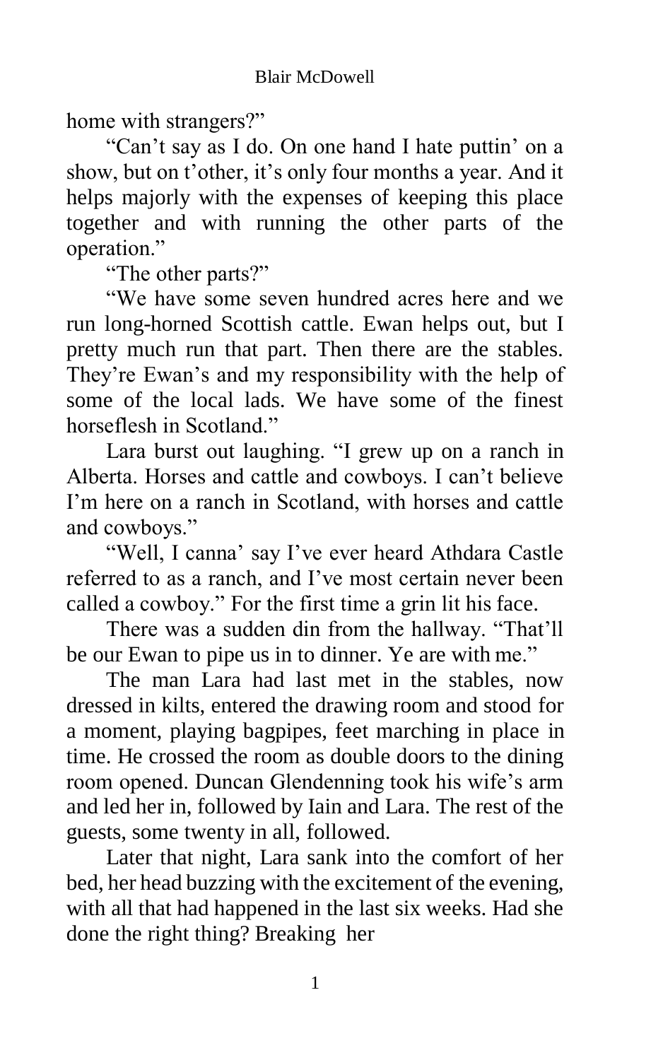home with strangers?"

"Can't say as I do. On one hand I hate puttin' on a show, but on t'other, it's only four months a year. And it helps majorly with the expenses of keeping this place together and with running the other parts of the operation."

"The other parts?"

"We have some seven hundred acres here and we run long-horned Scottish cattle. Ewan helps out, but I pretty much run that part. Then there are the stables. They're Ewan's and my responsibility with the help of some of the local lads. We have some of the finest horseflesh in Scotland."

Lara burst out laughing. "I grew up on a ranch in Alberta. Horses and cattle and cowboys. I can't believe I'm here on a ranch in Scotland, with horses and cattle and cowboys."

"Well, I canna' say I've ever heard Athdara Castle referred to as a ranch, and I've most certain never been called a cowboy." For the first time a grin lit his face.

There was a sudden din from the hallway. "That'll be our Ewan to pipe us in to dinner. Ye are with me."

The man Lara had last met in the stables, now dressed in kilts, entered the drawing room and stood for a moment, playing bagpipes, feet marching in place in time. He crossed the room as double doors to the dining room opened. Duncan Glendenning took his wife's arm and led her in, followed by Iain and Lara. The rest of the guests, some twenty in all, followed.

Later that night, Lara sank into the comfort of her bed, her head buzzing with the excitement of the evening, with all that had happened in the last six weeks. Had she done the right thing? Breaking her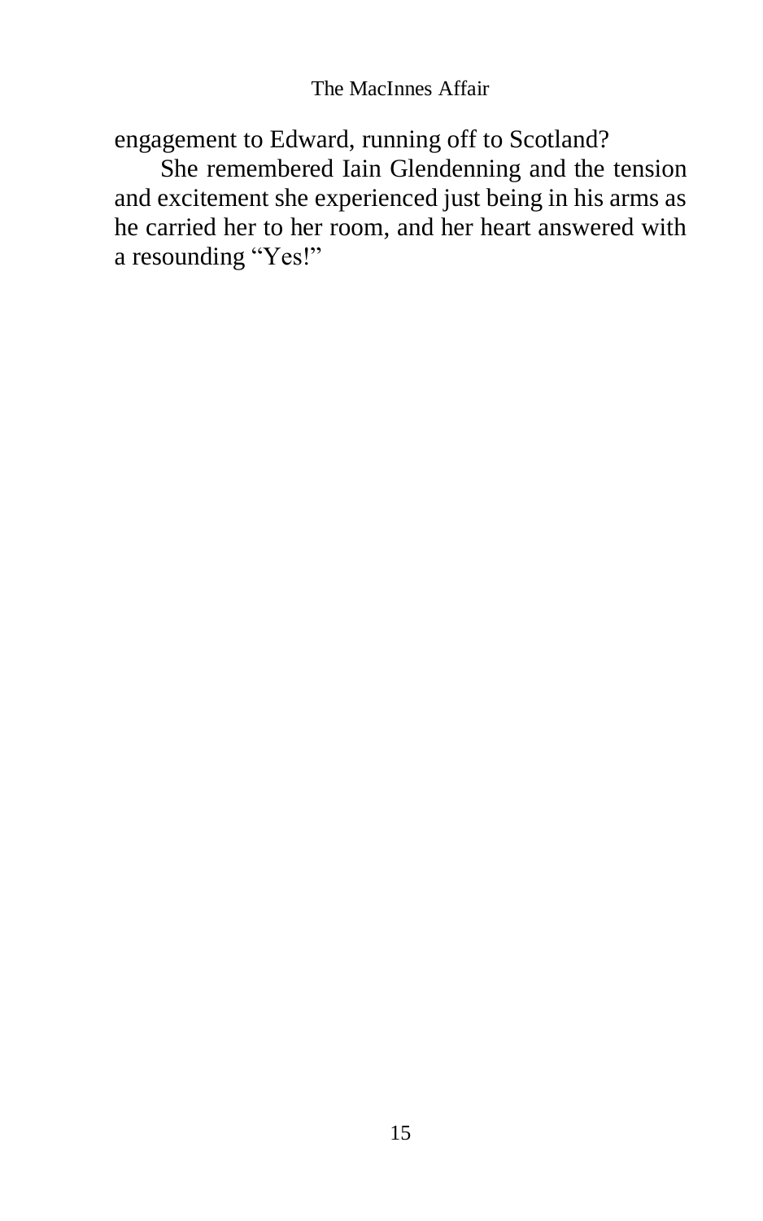engagement to Edward, running off to Scotland?

She remembered Iain Glendenning and the tension and excitement she experienced just being in his arms as he carried her to her room, and her heart answered with a resounding "Yes!"